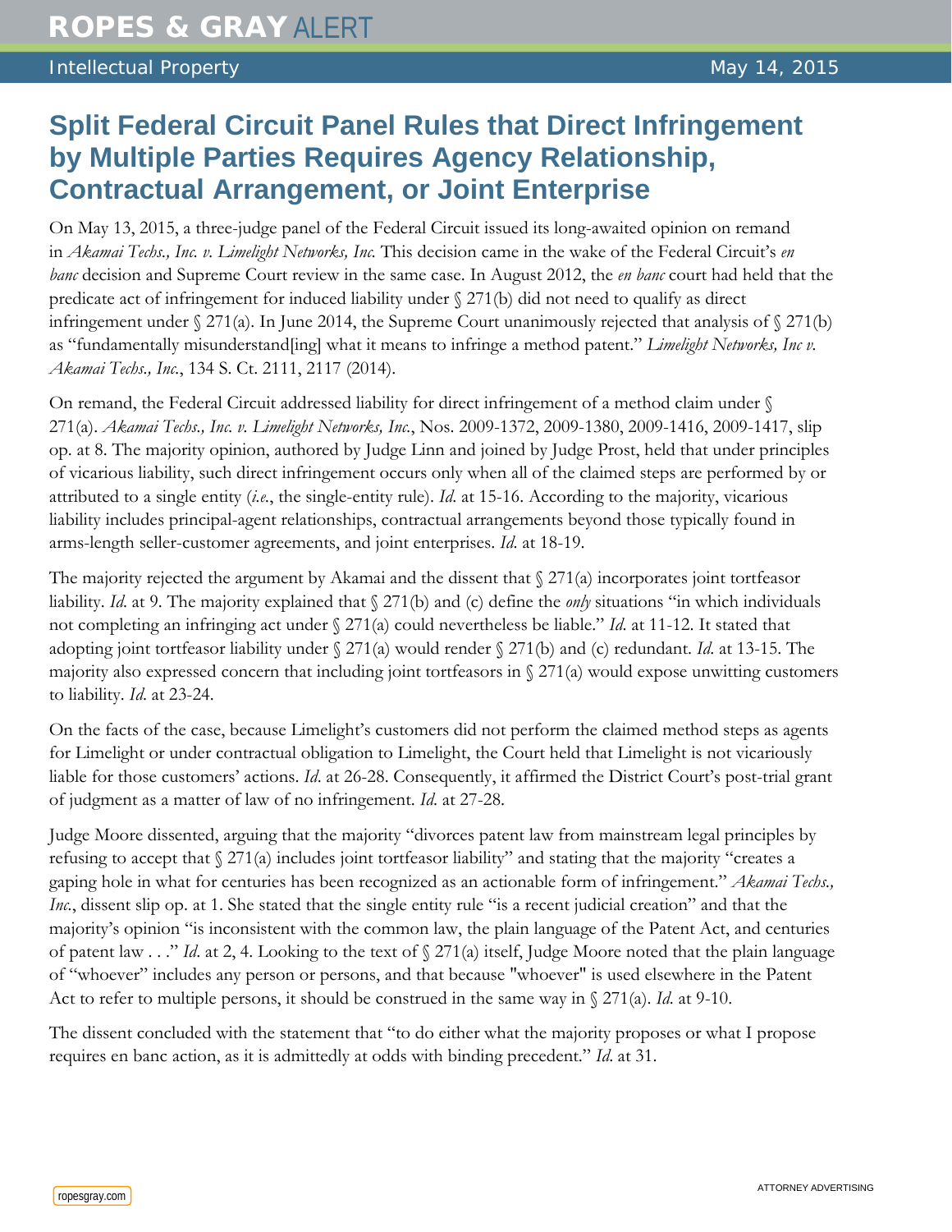# ROPES & GRAY ALERT

Intellectual Property May 14, 2015

## Split Federal Circuit Panel Rules that Direct Infringement by Multiple Parties Requires Agency Relationship, Contractual Arrangement, or Joint Enterprise

On May 13, 2015, a three-judge panel of the Federal Circuit issued its long-awaited opinion on remand in *Akamai Techs., Inc. v. Limelight Networks, Inc.* This decision came in the wake of the Federal Circuit's *en banc* decision and Supreme Court review in the same case. In August 2012, the *en banc* court had held that the predicate act of infringement for induced liability under § 271(b) did not need to qualify as direct infringement under § 271(a). In June 2014, the Supreme Court unanimously rejected that analysis of § 271(b) as "fundamentally misunderstand[ing] what it means to infringe a method patent." *Limelight Networks, Inc v. Akamai Techs., Inc.*, 134 S. Ct. 2111, 2117 (2014).

On remand, the Federal Circuit addressed liability for direct infringement of a method claim under § 271(a). *Akamai Techs., Inc. v. Limelight Networks, Inc.*, Nos. 2009-1372, 2009-1380, 2009-1416, 2009-1417, slip op. at 8. The majority opinion, authored by Judge Linn and joined by Judge Prost, held that under principles of vicarious liability, such direct infringement occurs only when all of the claimed steps are performed by or attributed to a single entity (*i.e.*, the single-entity rule). *Id.* at 15-16. According to the majority, vicarious liability includes principal-agent relationships, contractual arrangements beyond those typically found in arms-length seller-customer agreements, and joint enterprises. *Id.* at 18-19.

The majority rejected the argument by Akamai and the dissent that § 271(a) incorporates joint tortfeasor liability. *Id.* at 9. The majority explained that § 271(b) and (c) define the *only* situations "in which individuals not completing an infringing act under § 271(a) could nevertheless be liable." *Id.* at 11-12. It stated that adopting joint tortfeasor liability under § 271(a) would render § 271(b) and (c) redundant. *Id.* at 13-15. The majority also expressed concern that including joint tortfeasors in § 271(a) would expose unwitting customers to liability. *Id.* at 23-24.

On the facts of the case, because Limelight's customers did not perform the claimed method steps as agents for Limelight or under contractual obligation to Limelight, the Court held that Limelight is not vicariously liable for those customers' actions. *Id.* at 26-28. Consequently, it affirmed the District Court's post-trial grant of judgment as a matter of law of no infringement. *Id.* at 27-28.

Judge Moore dissented, arguing that the majority "divorces patent law from mainstream legal principles by refusing to accept that § 271(a) includes joint tortfeasor liability" and stating that the majority "creates a gaping hole in what for centuries has been recognized as an actionable form of infringement." *Akamai Techs., Inc.*, dissent slip op. at 1. She stated that the single entity rule "is a recent judicial creation" and that the majority's opinion "is inconsistent with the common law, the plain language of the Patent Act, and centuries of patent law . . ." *Id.* at 2, 4. Looking to the text of § 271(a) itself, Judge Moore noted that the plain language of "whoever" includes any person or persons, and that because "whoever" is used elsewhere in the Patent Act to refer to multiple persons, it should be construed in the same way in § 271(a). *Id.* at 9-10.

The dissent concluded with the statement that "to do either what the majority proposes or what I propose requires en banc action, as it is admittedly at odds with binding precedent." *Id.* at 31.

ropesgray.com ATTORNEY ADVERTISING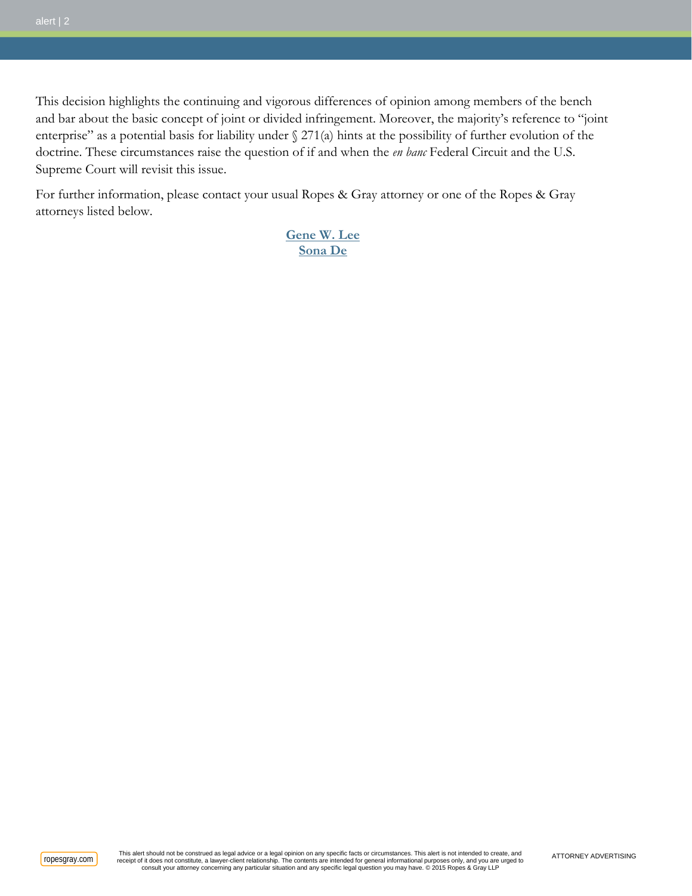This decision highlights the continuing and vigorous differences of opinion among members of the bench and bar about the basic concept of joint or divided infringement. Moreover, the majority's reference to "joint enterprise" as a potential basis for liability under § 271(a) hints at the possibility of further evolution of the doctrine. These circumstances raise the question of if and when the *en banc* Federal Circuit and the U.S. Supreme Court will revisit this issue.

For further information, please contact your usual Ropes & Gray attorney or one of the Ropes & Gray attorneys listed below.

**Gene W. Lee**
**Sona De**

This alert should not be construed as legal advice or a legal opinion on any specific facts or circumstances. This alert is not intended to create, and receipt of it does not constitute, a lawyer-client relationship. The contents are intended for general informational purposes only, and you are urged to consult your attorney concerning any particular situation and any specific legal question you may have. © 2015 Ropes & Gray LLP

ATTORNEY ADVERTISING